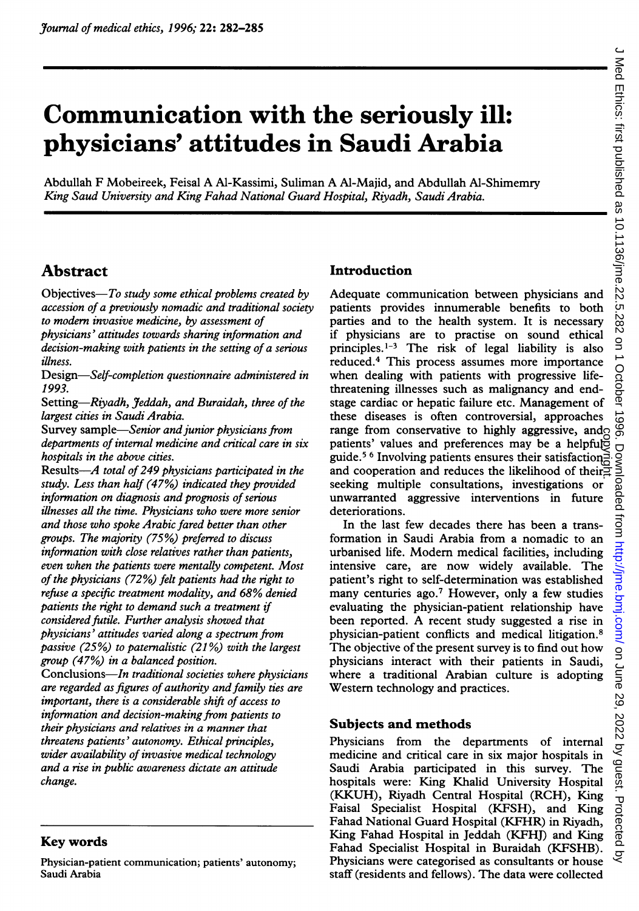// Journal metadata header and side watermark omitted.

# Communication with the seriously ill: physicians' attitudes in Saudi Arabia

Abdullah F Mobeireek, Feisal A Al-Kassimi, Suliman A Al-Majid, and Abdullah Al-Shimemry
*King Saud University and King Fahad National Guard Hospital, Riyadh, Saudi Arabia.*

## Abstract

Objectives—*To study some ethical problems created by accession of a previously nomadic and traditional society to modern invasive medicine, by assessment of physicians' attitudes towards sharing information and decision-making with patients in the setting of a serious illness.*

Design—*Self-completion questionnaire administered in 1993.*

Setting—*Riyadh, Jeddah, and Buraidah, three of the largest cities in Saudi Arabia.*

Survey sample—*Senior and junior physicians from departments of internal medicine and critical care in six hospitals in the above cities.*

Results—*A total of 249 physicians participated in the study. Less than half (47%) indicated they provided information on diagnosis and prognosis of serious illnesses all the time. Physicians who were more senior and those who spoke Arabic fared better than other groups. The majority (75%) preferred to discuss information with close relatives rather than patients, even when the patients were mentally competent. Most of the physicians (72%) felt patients had the right to refuse a specific treatment modality, and 68% denied patients the right to demand such a treatment if considered futile. Further analysis showed that physicians' attitudes varied along a spectrum from passive (25%) to paternalistic (21%) with the largest group (47%) in a balanced position.*

Conclusions—*In traditional societies where physicians are regarded as figures of authority and family ties are important, there is a considerable shift of access to information and decision-making from patients to their physicians and relatives in a manner that threatens patients' autonomy. Ethical principles, wider availability of invasive medical technology and a rise in public awareness dictate an attitude change.*

## Key words

Physician-patient communication; patients' autonomy; Saudi Arabia

## Introduction

Adequate communication between physicians and patients provides innumerable benefits to both parties and to the health system. It is necessary if physicians are to practise on sound ethical principles.[1-3] The risk of legal liability is also reduced.[4] This process assumes more importance when dealing with patients with progressive life-threatening illnesses such as malignancy and end-stage cardiac or hepatic failure etc. Management of these diseases is often controversial, approaches range from conservative to highly aggressive, and patients' values and preferences may be a helpful guide.[5 6] Involving patients ensures their satisfaction and cooperation and reduces the likelihood of their seeking multiple consultations, investigations or unwarranted aggressive interventions in future deteriorations.

In the last few decades there has been a transformation in Saudi Arabia from a nomadic to an urbanised life. Modern medical facilities, including intensive care, are now widely available. The patient's right to self-determination was established many centuries ago.[7] However, only a few studies evaluating the physician-patient relationship have been reported. A recent study suggested a rise in physician-patient conflicts and medical litigation.[8] The objective of the present survey is to find out how physicians interact with their patients in Saudi, where a traditional Arabian culture is adopting Western technology and practices.

## Subjects and methods

Physicians from the departments of internal medicine and critical care in six major hospitals in Saudi Arabia participated in this survey. The hospitals were: King Khalid University Hospital (KKUH), Riyadh Central Hospital (RCH), King Faisal Specialist Hospital (KFSH), and King Fahad National Guard Hospital (KFHR) in Riyadh, King Fahad Hospital in Jeddah (KFHJ) and King Fahad Specialist Hospital in Buraidah (KFSHB). Physicians were categorised as consultants or house staff (residents and fellows). The data were collected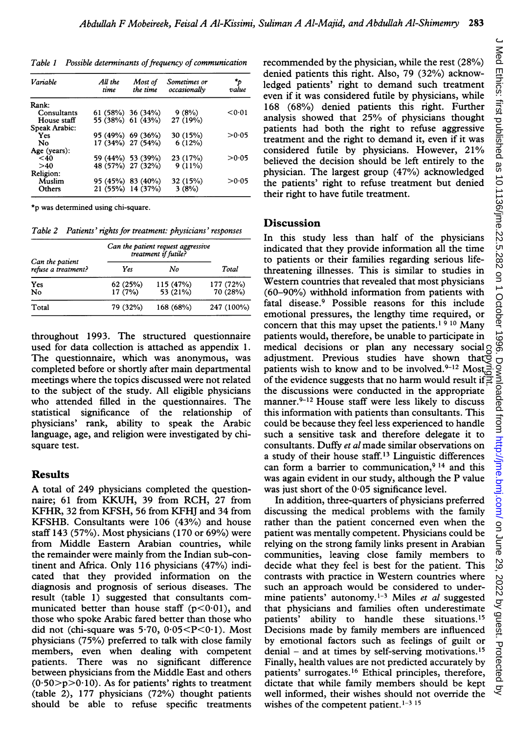Table 1 *Possible determinants of frequency of communication*

| Variable | All the time | Most of the time | Sometimes or occasionally | *p value |
|---|---|---|---|---|
| Rank: | | | | |
| Consultants | 61 (58%) | 36 (34%) | 9 (8%) | <0·01 |
| House staff | 55 (38%) | 61 (43%) | 27 (19%) | |
| Speak Arabic: | | | | |
| Yes | 95 (49%) | 69 (36%) | 30 (15%) | >0·05 |
| No | 17 (34%) | 27 (54%) | 6 (12%) | |
| Age (years): | | | | |
| <40 | 59 (44%) | 53 (39%) | 23 (17%) | >0·05 |
| >40 | 48 (57%) | 27 (32%) | 9 (11%) | |
| Religion: | | | | |
| Muslim | 95 (45%) | 83 (40%) | 32 (15%) | >0·05 |
| Others | 21 (55%) | 14 (37%) | 3 (8%) | |

*p was determined using chi-square.

Table 2 *Patients' rights for treatment: physicians' responses*

| Can the patient refuse a treatment? | Can the patient request aggressive treatment if futile? Yes | No | Total |
|---|---|---|---|
| Yes | 62 (25%) | 115 (47%) | 177 (72%) |
| No | 17 (7%) | 53 (21%) | 70 (28%) |
| Total | 79 (32%) | 168 (68%) | 247 (100%) |

throughout 1993. The structured questionnaire used for data collection is attached as appendix 1. The questionnaire, which was anonymous, was completed before or shortly after main departmental meetings where the topics discussed were not related to the subject of the study. All eligible physicians who attended filled in the questionnaires. The statistical significance of the relationship of physicians' rank, ability to speak the Arabic language, age, and religion were investigated by chi-square test.

## Results

A total of 249 physicians completed the questionnaire; 61 from KKUH, 39 from RCH, 27 from KFHR, 32 from KFSH, 56 from KFHJ and 34 from KFSHB. Consultants were 106 (43%) and house staff 143 (57%). Most physicians (170 or 69%) were from Middle Eastern Arabian countries, while the remainder were mainly from the Indian sub-continent and Africa. Only 116 physicians (47%) indicated that they provided information on the diagnosis and prognosis of serious diseases. The result (table 1) suggested that consultants communicated better than house staff ($p<0·01$), and those who spoke Arabic fared better than those who did not (chi-square was 5·70, $0·05<P<0·1$). Most physicians (75%) preferred to talk with close family members, even when dealing with competent patients. There was no significant difference between physicians from the Middle East and others ($0·50>p>0·10$). As for patients' rights to treatment (table 2), 177 physicians (72%) thought patients should be able to refuse specific treatments recommended by the physician, while the rest (28%) denied patients this right. Also, 79 (32%) acknowledged patients' right to demand such treatment even if it was considered futile by physicians, while 168 (68%) denied patients this right. Further analysis showed that 25% of physicians thought patients had both the right to refuse aggressive treatment and the right to demand it, even if it was considered futile by physicians. However, 21% believed the decision should be left entirely to the physician. The largest group (47%) acknowledged the patients' right to refuse treatment but denied their right to have futile treatment.

## Discussion

In this study less than half of the physicians indicated that they provide information all the time to patients or their families regarding serious life-threatening illnesses. This is similar to studies in Western countries that revealed that most physicians (60–90%) withhold information from patients with fatal disease.[9] Possible reasons for this include emotional pressures, the lengthy time required, or concern that this may upset the patients.[1 9 10] Many patients would, therefore, be unable to participate in medical decisions or plan any necessary social adjustment. Previous studies have shown that patients wish to know and to be involved.[9–12] Most of the evidence suggests that no harm would result if the discussions were conducted in the appropriate manner.[9–12] House staff were less likely to discuss this information with patients than consultants. This could be because they feel less experienced to handle such a sensitive task and therefore delegate it to consultants. Duffy *et al* made similar observations on a study of their house staff.[13] Linguistic differences can form a barrier to communication,[9 14] and this was again evident in our study, although the P value was just short of the 0·05 significance level.

In addition, three-quarters of physicians preferred discussing the medical problems with the family rather than the patient concerned even when the patient was mentally competent. Physicians could be relying on the strong family links present in Arabian communities, leaving close family members to decide what they feel is best for the patient. This contrasts with practice in Western countries where such an approach would be considered to undermine patients' autonomy.[1–3] Miles *et al* suggested that physicians and families often underestimate patients' ability to handle these situations.[15] Decisions made by family members are influenced by emotional factors such as feelings of guilt or denial – and at times by self-serving motivations.[15] Finally, health values are not predicted accurately by patients' surrogates.[16] Ethical principles, therefore, dictate that while family members should be kept well informed, their wishes should not override the wishes of the competent patient.[1–3 15]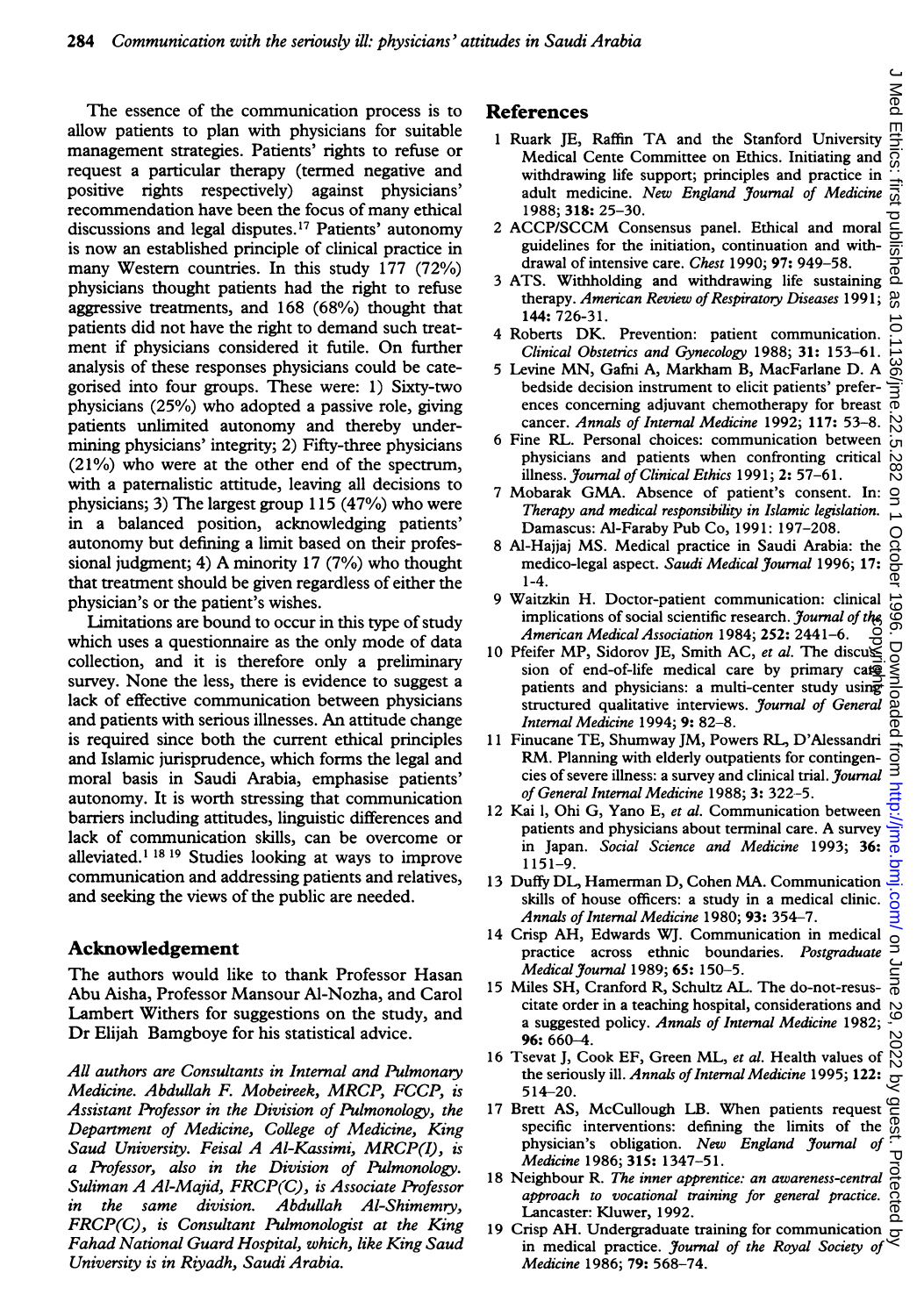The essence of the communication process is to allow patients to plan with physicians for suitable management strategies. Patients' rights to refuse or request a particular therapy (termed negative and positive rights respectively) against physicians' recommendation have been the focus of many ethical discussions and legal disputes.[17] Patients' autonomy is now an established principle of clinical practice in many Western countries. In this study 177 (72%) physicians thought patients had the right to refuse aggressive treatments, and 168 (68%) thought that patients did not have the right to demand such treatment if physicians considered it futile. On further analysis of these responses physicians could be categorised into four groups. These were: 1) Sixty-two physicians (25%) who adopted a passive role, giving patients unlimited autonomy and thereby undermining physicians' integrity; 2) Fifty-three physicians (21%) who were at the other end of the spectrum, with a paternalistic attitude, leaving all decisions to physicians; 3) The largest group 115 (47%) who were in a balanced position, acknowledging patients' autonomy but defining a limit based on their professional judgment; 4) A minority 17 (7%) who thought that treatment should be given regardless of either the physician's or the patient's wishes.

Limitations are bound to occur in this type of study which uses a questionnaire as the only mode of data collection, and it is therefore only a preliminary survey. None the less, there is evidence to suggest a lack of effective communication between physicians and patients with serious illnesses. An attitude change is required since both the current ethical principles and Islamic jurisprudence, which forms the legal and moral basis in Saudi Arabia, emphasise patients' autonomy. It is worth stressing that communication barriers including attitudes, linguistic differences and lack of communication skills, can be overcome or alleviated.[1, 18, 19] Studies looking at ways to improve communication and addressing patients and relatives, and seeking the views of the public are needed.

## Acknowledgement

The authors would like to thank Professor Hasan Abu Aisha, Professor Mansour Al-Nozha, and Carol Lambert Withers for suggestions on the study, and Dr Elijah Bamgboye for his statistical advice.

*All authors are Consultants in Internal and Pulmonary Medicine. Abdullah F. Mobeireek, MRCP, FCCP, is Assistant Professor in the Division of Pulmonology, the Department of Medicine, College of Medicine, King Saud University. Feisal A Al-Kassimi, MRCP(I), is a Professor, also in the Division of Pulmonology. Suliman A Al-Majid, FRCP(C), is Associate Professor in the same division. Abdullah Al-Shimemry, FRCP(C), is Consultant Pulmonologist at the King Fahad National Guard Hospital, which, like King Saud University is in Riyadh, Saudi Arabia.*

## References

1 Ruark JE, Raffin TA and the Stanford University Medical Cente Committee on Ethics. Initiating and withdrawing life support; principles and practice in adult medicine. *New England Journal of Medicine* 1988; **318:** 25–30.

2 ACCP/SCCM Consensus panel. Ethical and moral guidelines for the initiation, continuation and withdrawal of intensive care. *Chest* 1990; **97:** 949–58.

3 ATS. Withholding and withdrawing life sustaining therapy. *American Review of Respiratory Diseases* 1991; **144:** 726-31.

4 Roberts DK. Prevention: patient communication. *Clinical Obstetrics and Gynecology* 1988; **31:** 153–61.

5 Levine MN, Gafni A, Markham B, MacFarlane D. A bedside decision instrument to elicit patients' preferences concerning adjuvant chemotherapy for breast cancer. *Annals of Internal Medicine* 1992; **117:** 53–8.

6 Fine RL. Personal choices: communication between physicians and patients when confronting critical illness. *Journal of Clinical Ethics* 1991; **2:** 57–61.

7 Mobarak GMA. Absence of patient's consent. In: *Therapy and medical responsibility in Islamic legislation.* Damascus: Al-Faraby Pub Co, 1991: 197–208.

8 Al-Hajjaj MS. Medical practice in Saudi Arabia: the medico-legal aspect. *Saudi Medical Journal* 1996; **17:** 1-4.

9 Waitzkin H. Doctor-patient communication: clinical implications of social scientific research. *Journal of the American Medical Association* 1984; **252:** 2441–6.

10 Pfeifer MP, Sidorov JE, Smith AC, *et al.* The discussion of end-of-life medical care by primary care patients and physicians: a multi-center study using structured qualitative interviews. *Journal of General Internal Medicine* 1994; **9:** 82–8.

11 Finucane TE, Shumway JM, Powers RL, D'Alessandri RM. Planning with elderly outpatients for contingencies of severe illness: a survey and clinical trial. *Journal of General Internal Medicine* 1988; **3:** 322–5.

12 Kai I, Ohi G, Yano E, *et al.* Communication between patients and physicians about terminal care. A survey in Japan. *Social Science and Medicine* 1993; **36:** 1151–9.

13 Duffy DL, Hamerman D, Cohen MA. Communication skills of house officers: a study in a medical clinic. *Annals of Internal Medicine* 1980; **93:** 354–7.

14 Crisp AH, Edwards WJ. Communication in medical practice across ethnic boundaries. *Postgraduate Medical Journal* 1989; **65:** 150–5.

15 Miles SH, Cranford R, Schultz AL. The do-not-resuscitate order in a teaching hospital, considerations and a suggested policy. *Annals of Internal Medicine* 1982; **96:** 660–4.

16 Tsevat J, Cook EF, Green ML, *et al.* Health values of the seriously ill. *Annals of Internal Medicine* 1995; **122:** 514–20.

17 Brett AS, McCullough LB. When patients request specific interventions: defining the limits of the physician's obligation. *New England Journal of Medicine* 1986; **315:** 1347–51.

18 Neighbour R. *The inner apprentice: an awareness-central approach to vocational training for general practice.* Lancaster: Kluwer, 1992.

19 Crisp AH. Undergraduate training for communication in medical practice. *Journal of the Royal Society of Medicine* 1986; **79:** 568–74.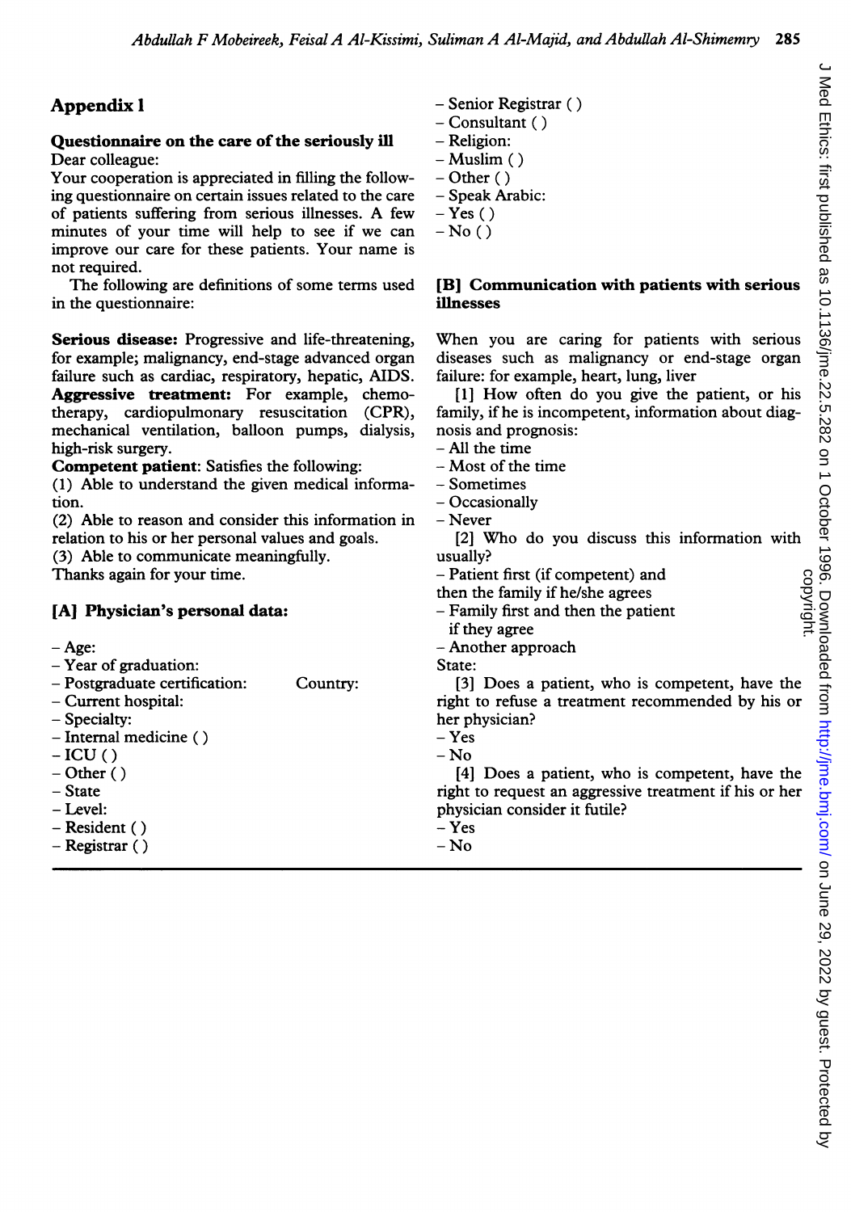## Appendix 1

**Questionnaire on the care of the seriously ill**
Dear colleague:
Your cooperation is appreciated in filling the following questionnaire on certain issues related to the care of patients suffering from serious illnesses. A few minutes of your time will help to see if we can improve our care for these patients. Your name is not required.

The following are definitions of some terms used in the questionnaire:

**Serious disease:** Progressive and life-threatening, for example; malignancy, end-stage advanced organ failure such as cardiac, respiratory, hepatic, AIDS.
**Aggressive treatment:** For example, chemotherapy, cardiopulmonary resuscitation (CPR), mechanical ventilation, balloon pumps, dialysis, high-risk surgery.
**Competent patient**: Satisfies the following:
(1) Able to understand the given medical information.
(2) Able to reason and consider this information in relation to his or her personal values and goals.
(3) Able to communicate meaningfully.
Thanks again for your time.

### [A] Physician's personal data:

- Age:
- Year of graduation:
- Postgraduate certification: Country:
- Current hospital:
- Specialty:
- Internal medicine ( )
- ICU ( )
- Other ( )
- State
- Level:
- Resident ( )
- Registrar ( )
- Senior Registrar ( )
- Consultant ( )
- Religion:
- Muslim ( )
- Other ( )
- Speak Arabic:
- Yes ( )
- No ( )

### [B] Communication with patients with serious illnesses

When you are caring for patients with serious diseases such as malignancy or end-stage organ failure: for example, heart, lung, liver

[1] How often do you give the patient, or his family, if he is incompetent, information about diagnosis and prognosis:
- All the time
- Most of the time
- Sometimes
- Occasionally
- Never

[2] Who do you discuss this information with usually?
- Patient first (if competent) and then the family if he/she agrees
- Family first and then the patient if they agree
- Another approach

State:

[3] Does a patient, who is competent, have the right to refuse a treatment recommended by his or her physician?
- Yes
- No

[4] Does a patient, who is competent, have the right to request an aggressive treatment if his or her physician consider it futile?
- Yes
- No